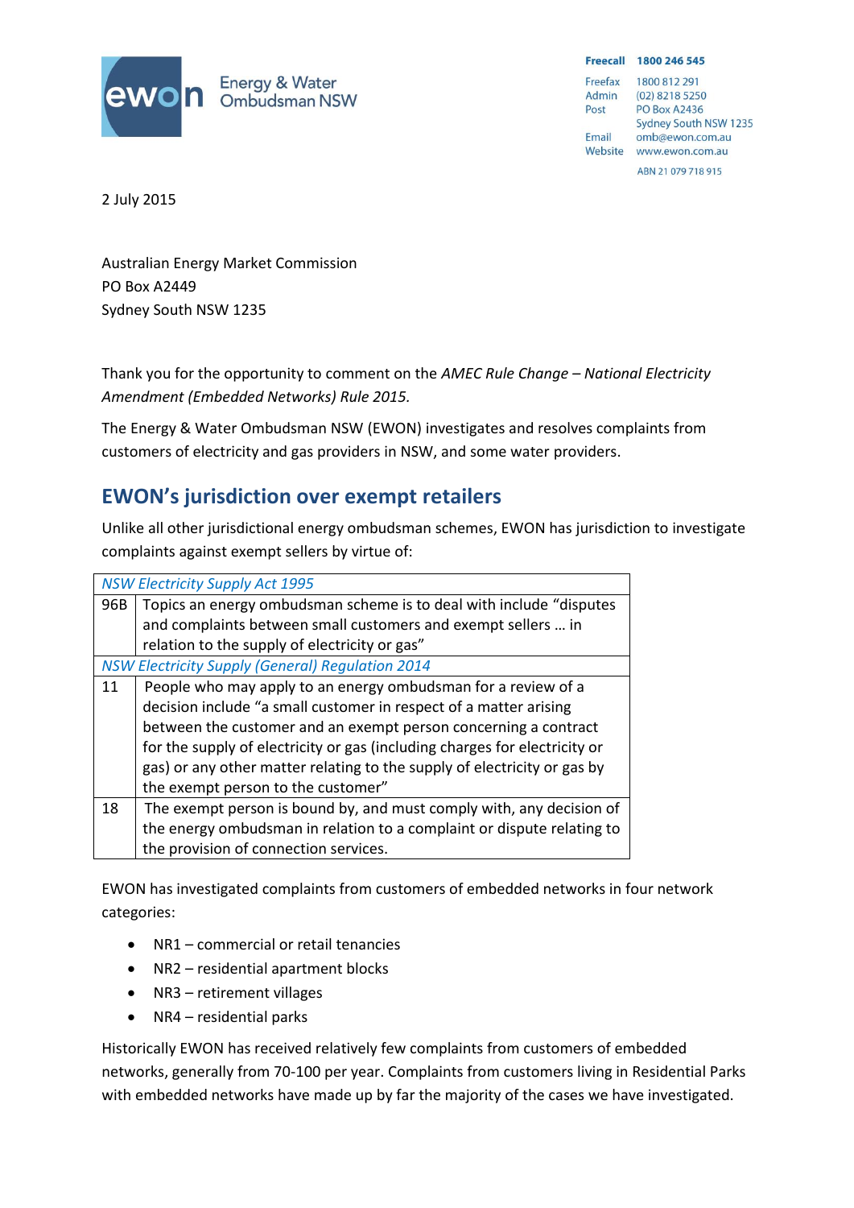**Energy & Water Ombudsman NSW**

**Freecall 1800 246 545**
Freefax 1800 812 291
Admin (02) 8218 5250
Post PO Box A2436
Sydney South NSW 1235
Email omb@ewon.com.au
Website www.ewon.com.au
ABN 21 079 718 915

2 July 2015

Australian Energy Market Commission
PO Box A2449
Sydney South NSW 1235

Thank you for the opportunity to comment on the *AMEC Rule Change – National Electricity Amendment (Embedded Networks) Rule 2015.*

The Energy & Water Ombudsman NSW (EWON) investigates and resolves complaints from customers of electricity and gas providers in NSW, and some water providers.

## EWON's jurisdiction over exempt retailers

Unlike all other jurisdictional energy ombudsman schemes, EWON has jurisdiction to investigate complaints against exempt sellers by virtue of:

| *NSW Electricity Supply Act 1995* | |
|---|---|
| 96B | Topics an energy ombudsman scheme is to deal with include "disputes and complaints between small customers and exempt sellers … in relation to the supply of electricity or gas" |
| *NSW Electricity Supply (General) Regulation 2014* | |
| 11 | People who may apply to an energy ombudsman for a review of a decision include "a small customer in respect of a matter arising between the customer and an exempt person concerning a contract for the supply of electricity or gas (including charges for electricity or gas) or any other matter relating to the supply of electricity or gas by the exempt person to the customer" |
| 18 | The exempt person is bound by, and must comply with, any decision of the energy ombudsman in relation to a complaint or dispute relating to the provision of connection services. |

EWON has investigated complaints from customers of embedded networks in four network categories:

- NR1 – commercial or retail tenancies
- NR2 – residential apartment blocks
- NR3 – retirement villages
- NR4 – residential parks

Historically EWON has received relatively few complaints from customers of embedded networks, generally from 70-100 per year. Complaints from customers living in Residential Parks with embedded networks have made up by far the majority of the cases we have investigated.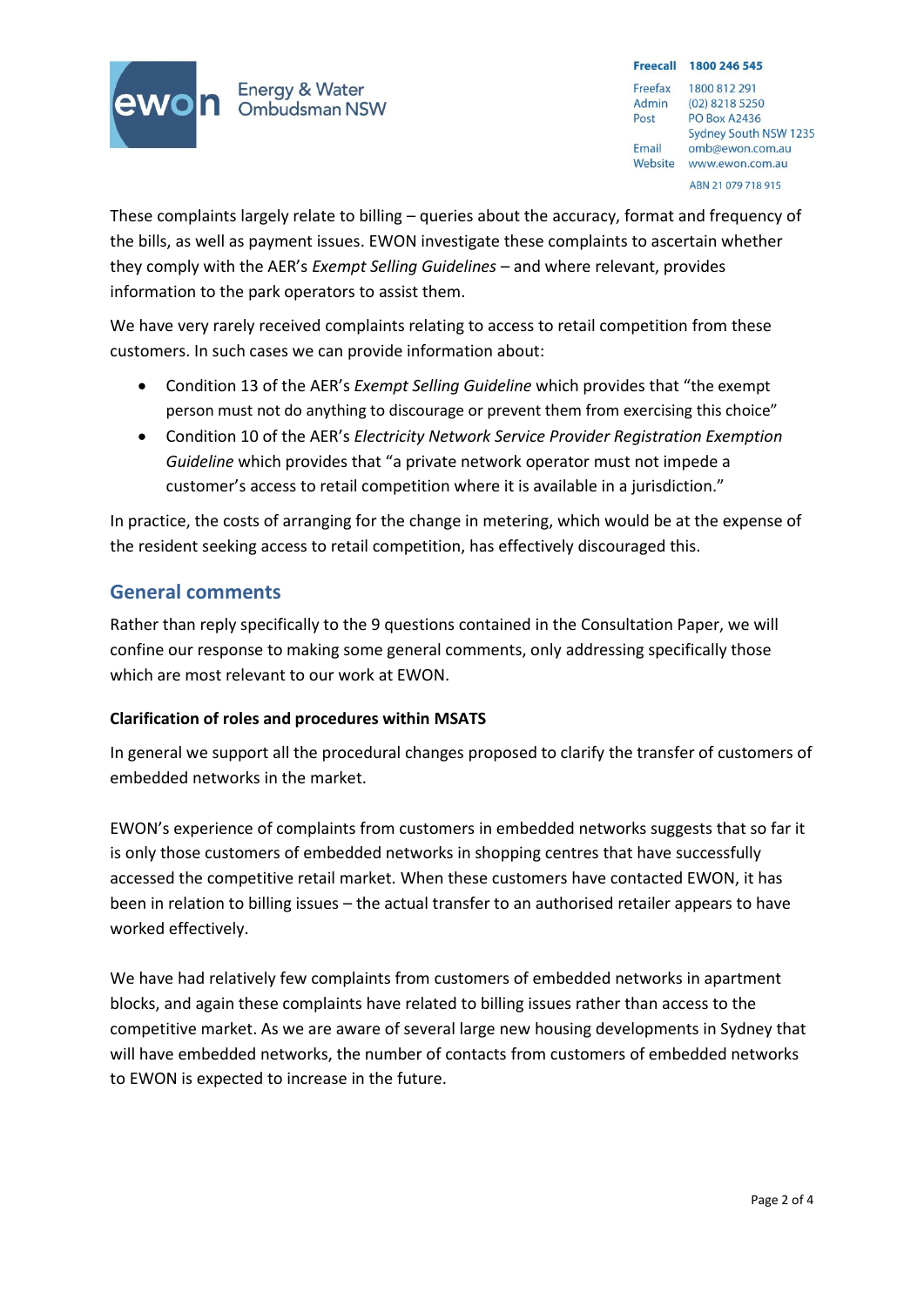These complaints largely relate to billing – queries about the accuracy, format and frequency of the bills, as well as payment issues. EWON investigate these complaints to ascertain whether they comply with the AER's *Exempt Selling Guidelines* – and where relevant, provides information to the park operators to assist them.

We have very rarely received complaints relating to access to retail competition from these customers. In such cases we can provide information about:

- Condition 13 of the AER's *Exempt Selling Guideline* which provides that "the exempt person must not do anything to discourage or prevent them from exercising this choice"
- Condition 10 of the AER's *Electricity Network Service Provider Registration Exemption Guideline* which provides that "a private network operator must not impede a customer's access to retail competition where it is available in a jurisdiction."

In practice, the costs of arranging for the change in metering, which would be at the expense of the resident seeking access to retail competition, has effectively discouraged this.

## General comments

Rather than reply specifically to the 9 questions contained in the Consultation Paper, we will confine our response to making some general comments, only addressing specifically those which are most relevant to our work at EWON.

**Clarification of roles and procedures within MSATS**

In general we support all the procedural changes proposed to clarify the transfer of customers of embedded networks in the market.

EWON's experience of complaints from customers in embedded networks suggests that so far it is only those customers of embedded networks in shopping centres that have successfully accessed the competitive retail market. When these customers have contacted EWON, it has been in relation to billing issues – the actual transfer to an authorised retailer appears to have worked effectively.

We have had relatively few complaints from customers of embedded networks in apartment blocks, and again these complaints have related to billing issues rather than access to the competitive market. As we are aware of several large new housing developments in Sydney that will have embedded networks, the number of contacts from customers of embedded networks to EWON is expected to increase in the future.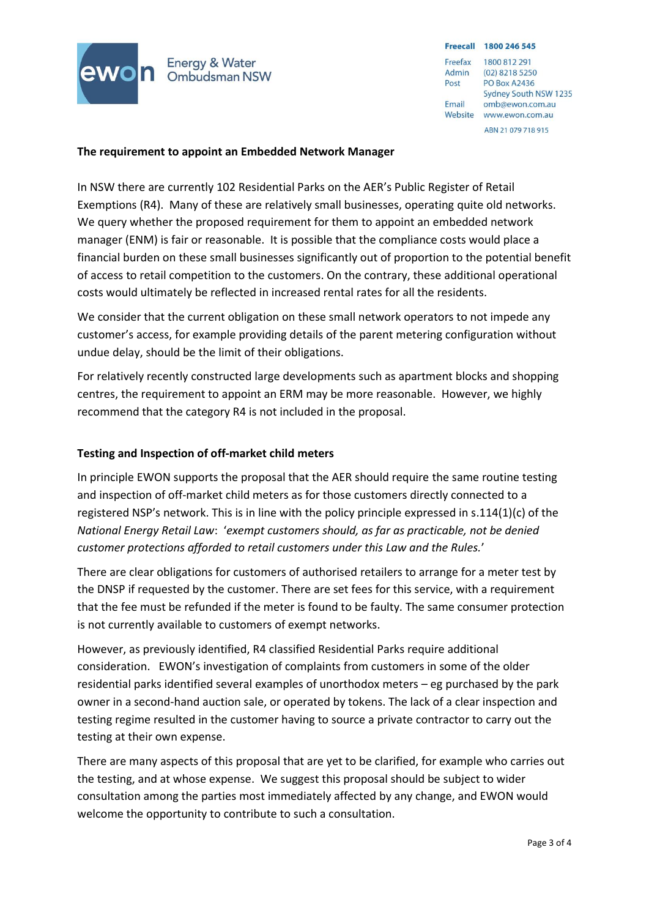**The requirement to appoint an Embedded Network Manager**

In NSW there are currently 102 Residential Parks on the AER's Public Register of Retail Exemptions (R4). Many of these are relatively small businesses, operating quite old networks. We query whether the proposed requirement for them to appoint an embedded network manager (ENM) is fair or reasonable. It is possible that the compliance costs would place a financial burden on these small businesses significantly out of proportion to the potential benefit of access to retail competition to the customers. On the contrary, these additional operational costs would ultimately be reflected in increased rental rates for all the residents.

We consider that the current obligation on these small network operators to not impede any customer's access, for example providing details of the parent metering configuration without undue delay, should be the limit of their obligations.

For relatively recently constructed large developments such as apartment blocks and shopping centres, the requirement to appoint an ERM may be more reasonable. However, we highly recommend that the category R4 is not included in the proposal.

**Testing and Inspection of off-market child meters**

In principle EWON supports the proposal that the AER should require the same routine testing and inspection of off-market child meters as for those customers directly connected to a registered NSP's network. This is in line with the policy principle expressed in s.114(1)(c) of the *National Energy Retail Law*: '*exempt customers should, as far as practicable, not be denied customer protections afforded to retail customers under this Law and the Rules.*'

There are clear obligations for customers of authorised retailers to arrange for a meter test by the DNSP if requested by the customer. There are set fees for this service, with a requirement that the fee must be refunded if the meter is found to be faulty. The same consumer protection is not currently available to customers of exempt networks.

However, as previously identified, R4 classified Residential Parks require additional consideration. EWON's investigation of complaints from customers in some of the older residential parks identified several examples of unorthodox meters – eg purchased by the park owner in a second-hand auction sale, or operated by tokens. The lack of a clear inspection and testing regime resulted in the customer having to source a private contractor to carry out the testing at their own expense.

There are many aspects of this proposal that are yet to be clarified, for example who carries out the testing, and at whose expense. We suggest this proposal should be subject to wider consultation among the parties most immediately affected by any change, and EWON would welcome the opportunity to contribute to such a consultation.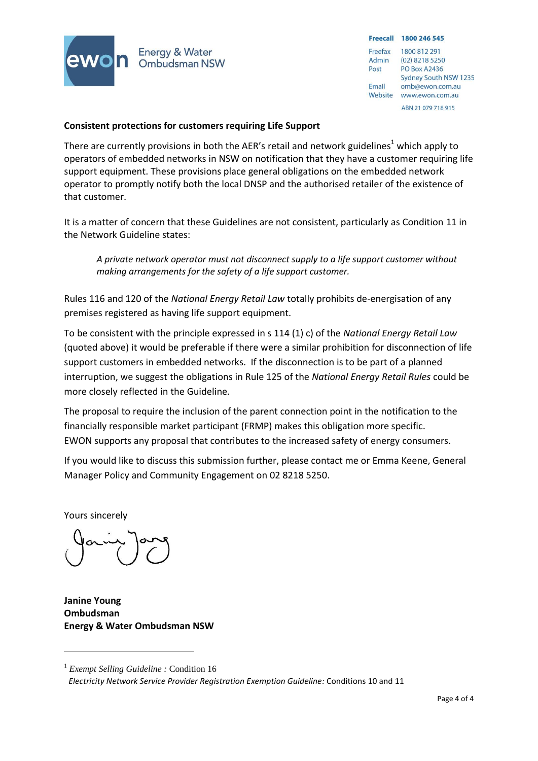**Consistent protections for customers requiring Life Support**

There are currently provisions in both the AER's retail and network guidelines[1] which apply to operators of embedded networks in NSW on notification that they have a customer requiring life support equipment. These provisions place general obligations on the embedded network operator to promptly notify both the local DNSP and the authorised retailer of the existence of that customer.

It is a matter of concern that these Guidelines are not consistent, particularly as Condition 11 in the Network Guideline states:

> *A private network operator must not disconnect supply to a life support customer without making arrangements for the safety of a life support customer.*

Rules 116 and 120 of the *National Energy Retail Law* totally prohibits de-energisation of any premises registered as having life support equipment.

To be consistent with the principle expressed in s 114 (1) c) of the *National Energy Retail Law* (quoted above) it would be preferable if there were a similar prohibition for disconnection of life support customers in embedded networks. If the disconnection is to be part of a planned interruption, we suggest the obligations in Rule 125 of the *National Energy Retail Rules* could be more closely reflected in the Guideline.

The proposal to require the inclusion of the parent connection point in the notification to the financially responsible market participant (FRMP) makes this obligation more specific. EWON supports any proposal that contributes to the increased safety of energy consumers.

If you would like to discuss this submission further, please contact me or Emma Keene, General Manager Policy and Community Engagement on 02 8218 5250.

Yours sincerely

**Janine Young**
**Ombudsman**
**Energy & Water Ombudsman NSW**

---

[1] *Exempt Selling Guideline :* Condition 16
*Electricity Network Service Provider Registration Exemption Guideline:* Conditions 10 and 11